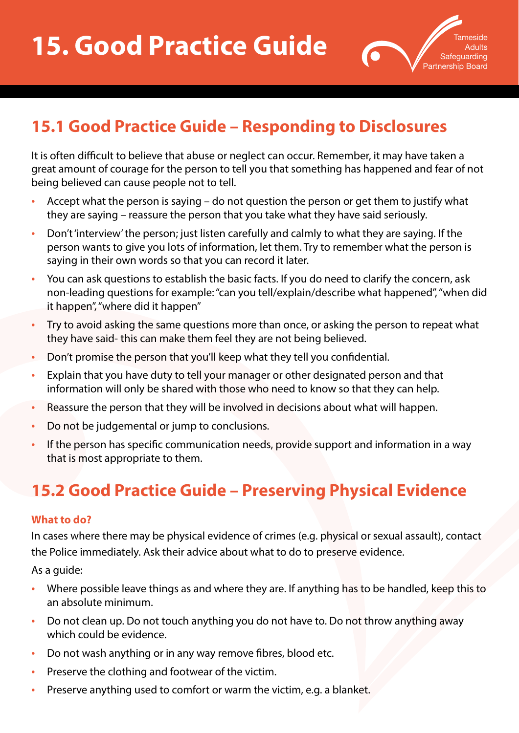# 15. Good Practice Guide

## 15.1 Good Practice Guide – Responding to Disclosures

It is often difficult to believe that abuse or neglect can occur. Remember, it may have taken a great amount of courage for the person to tell you that something has happened and fear of not being believed can cause people not to tell.

- Accept what the person is saying – do not question the person or get them to justify what they are saying – reassure the person that you take what they have said seriously.
- Don't 'interview' the person; just listen carefully and calmly to what they are saying. If the person wants to give you lots of information, let them. Try to remember what the person is saying in their own words so that you can record it later.
- You can ask questions to establish the basic facts. If you do need to clarify the concern, ask non-leading questions for example: "can you tell/explain/describe what happened", "when did it happen", "where did it happen"
- Try to avoid asking the same questions more than once, or asking the person to repeat what they have said- this can make them feel they are not being believed.
- Don't promise the person that you'll keep what they tell you confidential.
- Explain that you have duty to tell your manager or other designated person and that information will only be shared with those who need to know so that they can help.
- Reassure the person that they will be involved in decisions about what will happen.
- Do not be judgemental or jump to conclusions.
- If the person has specific communication needs, provide support and information in a way that is most appropriate to them.

## 15.2 Good Practice Guide – Preserving Physical Evidence

### What to do?

In cases where there may be physical evidence of crimes (e.g. physical or sexual assault), contact the Police immediately. Ask their advice about what to do to preserve evidence.

As a guide:

- Where possible leave things as and where they are. If anything has to be handled, keep this to an absolute minimum.
- Do not clean up. Do not touch anything you do not have to. Do not throw anything away which could be evidence.
- Do not wash anything or in any way remove fibres, blood etc.
- Preserve the clothing and footwear of the victim.
- Preserve anything used to comfort or warm the victim, e.g. a blanket.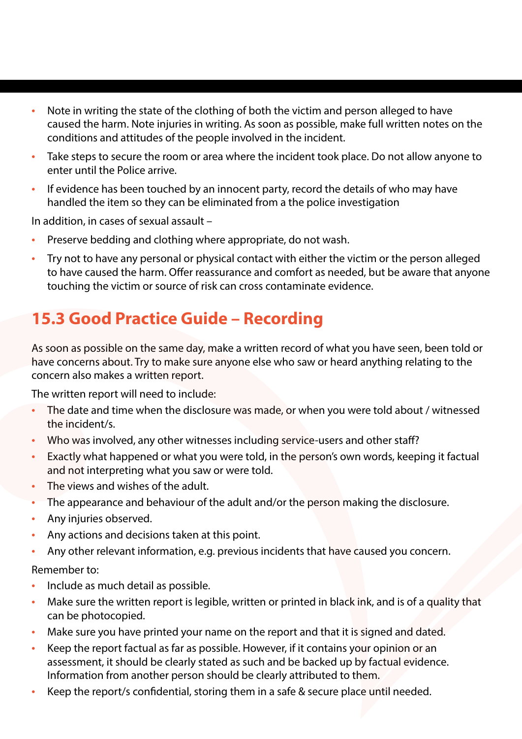- Note in writing the state of the clothing of both the victim and person alleged to have caused the harm. Note injuries in writing. As soon as possible, make full written notes on the conditions and attitudes of the people involved in the incident.
- Take steps to secure the room or area where the incident took place. Do not allow anyone to enter until the Police arrive.
- If evidence has been touched by an innocent party, record the details of who may have handled the item so they can be eliminated from a the police investigation

In addition, in cases of sexual assault –

- Preserve bedding and clothing where appropriate, do not wash.
- Try not to have any personal or physical contact with either the victim or the person alleged to have caused the harm. Offer reassurance and comfort as needed, but be aware that anyone touching the victim or source of risk can cross contaminate evidence.

## 15.3 Good Practice Guide – Recording

As soon as possible on the same day, make a written record of what you have seen, been told or have concerns about. Try to make sure anyone else who saw or heard anything relating to the concern also makes a written report.

The written report will need to include:

- The date and time when the disclosure was made, or when you were told about / witnessed the incident/s.
- Who was involved, any other witnesses including service-users and other staff?
- Exactly what happened or what you were told, in the person's own words, keeping it factual and not interpreting what you saw or were told.
- The views and wishes of the adult.
- The appearance and behaviour of the adult and/or the person making the disclosure.
- Any injuries observed.
- Any actions and decisions taken at this point.
- Any other relevant information, e.g. previous incidents that have caused you concern.

Remember to:

- Include as much detail as possible.
- Make sure the written report is legible, written or printed in black ink, and is of a quality that can be photocopied.
- Make sure you have printed your name on the report and that it is signed and dated.
- Keep the report factual as far as possible. However, if it contains your opinion or an assessment, it should be clearly stated as such and be backed up by factual evidence. Information from another person should be clearly attributed to them.
- Keep the report/s confidential, storing them in a safe & secure place until needed.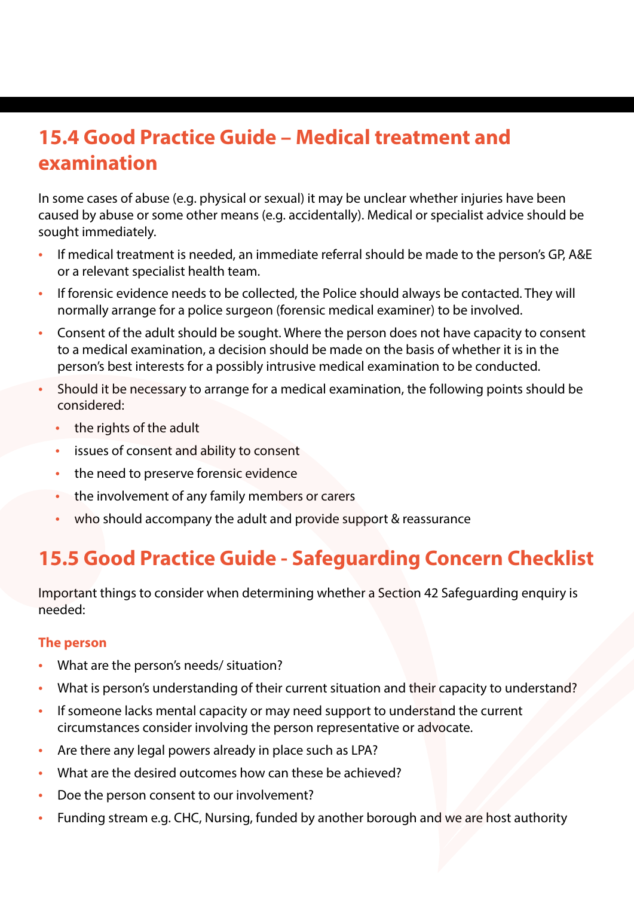## 15.4 Good Practice Guide – Medical treatment and examination

In some cases of abuse (e.g. physical or sexual) it may be unclear whether injuries have been caused by abuse or some other means (e.g. accidentally). Medical or specialist advice should be sought immediately.

- If medical treatment is needed, an immediate referral should be made to the person's GP, A&E or a relevant specialist health team.
- If forensic evidence needs to be collected, the Police should always be contacted. They will normally arrange for a police surgeon (forensic medical examiner) to be involved.
- Consent of the adult should be sought. Where the person does not have capacity to consent to a medical examination, a decision should be made on the basis of whether it is in the person's best interests for a possibly intrusive medical examination to be conducted.
- Should it be necessary to arrange for a medical examination, the following points should be considered:
    - the rights of the adult
    - issues of consent and ability to consent
    - the need to preserve forensic evidence
    - the involvement of any family members or carers
    - who should accompany the adult and provide support & reassurance

## 15.5 Good Practice Guide - Safeguarding Concern Checklist

Important things to consider when determining whether a Section 42 Safeguarding enquiry is needed:

### The person

- What are the person's needs/ situation?
- What is person's understanding of their current situation and their capacity to understand?
- If someone lacks mental capacity or may need support to understand the current circumstances consider involving the person representative or advocate.
- Are there any legal powers already in place such as LPA?
- What are the desired outcomes how can these be achieved?
- Doe the person consent to our involvement?
- Funding stream e.g. CHC, Nursing, funded by another borough and we are host authority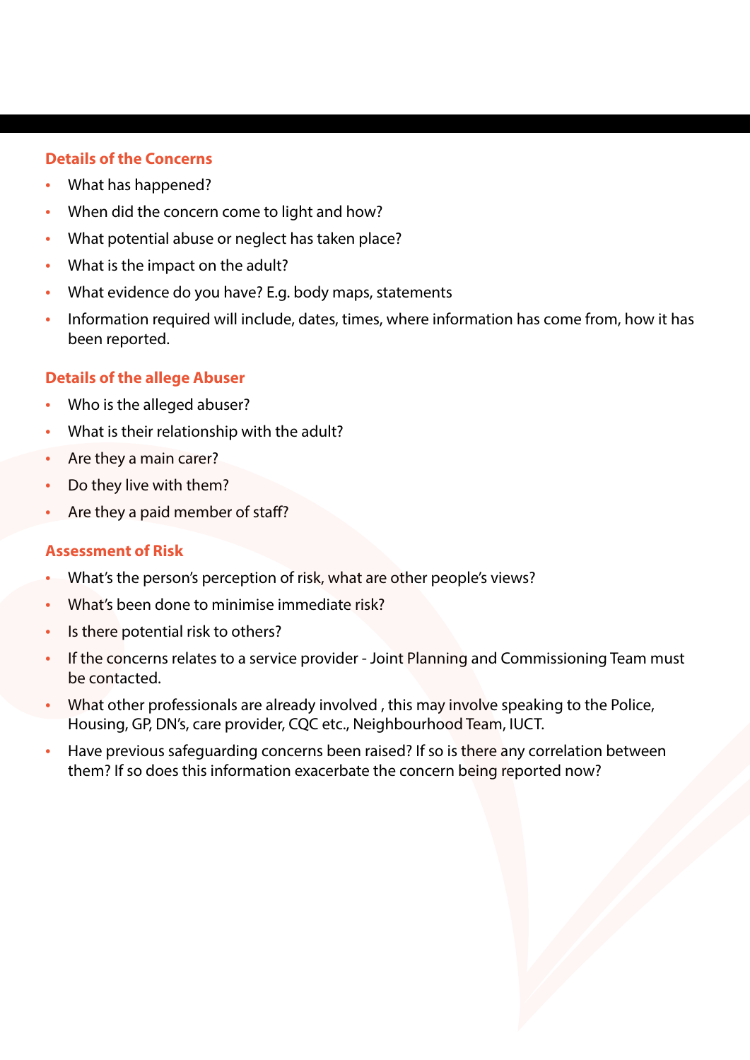## Details of the Concerns

- What has happened?
- When did the concern come to light and how?
- What potential abuse or neglect has taken place?
- What is the impact on the adult?
- What evidence do you have? E.g. body maps, statements
- Information required will include, dates, times, where information has come from, how it has been reported.

## Details of the allege Abuser

- Who is the alleged abuser?
- What is their relationship with the adult?
- Are they a main carer?
- Do they live with them?
- Are they a paid member of staff?

## Assessment of Risk

- What's the person's perception of risk, what are other people's views?
- What's been done to minimise immediate risk?
- Is there potential risk to others?
- If the concerns relates to a service provider - Joint Planning and Commissioning Team must be contacted.
- What other professionals are already involved , this may involve speaking to the Police, Housing, GP, DN's, care provider, CQC etc., Neighbourhood Team, IUCT.
- Have previous safeguarding concerns been raised? If so is there any correlation between them? If so does this information exacerbate the concern being reported now?